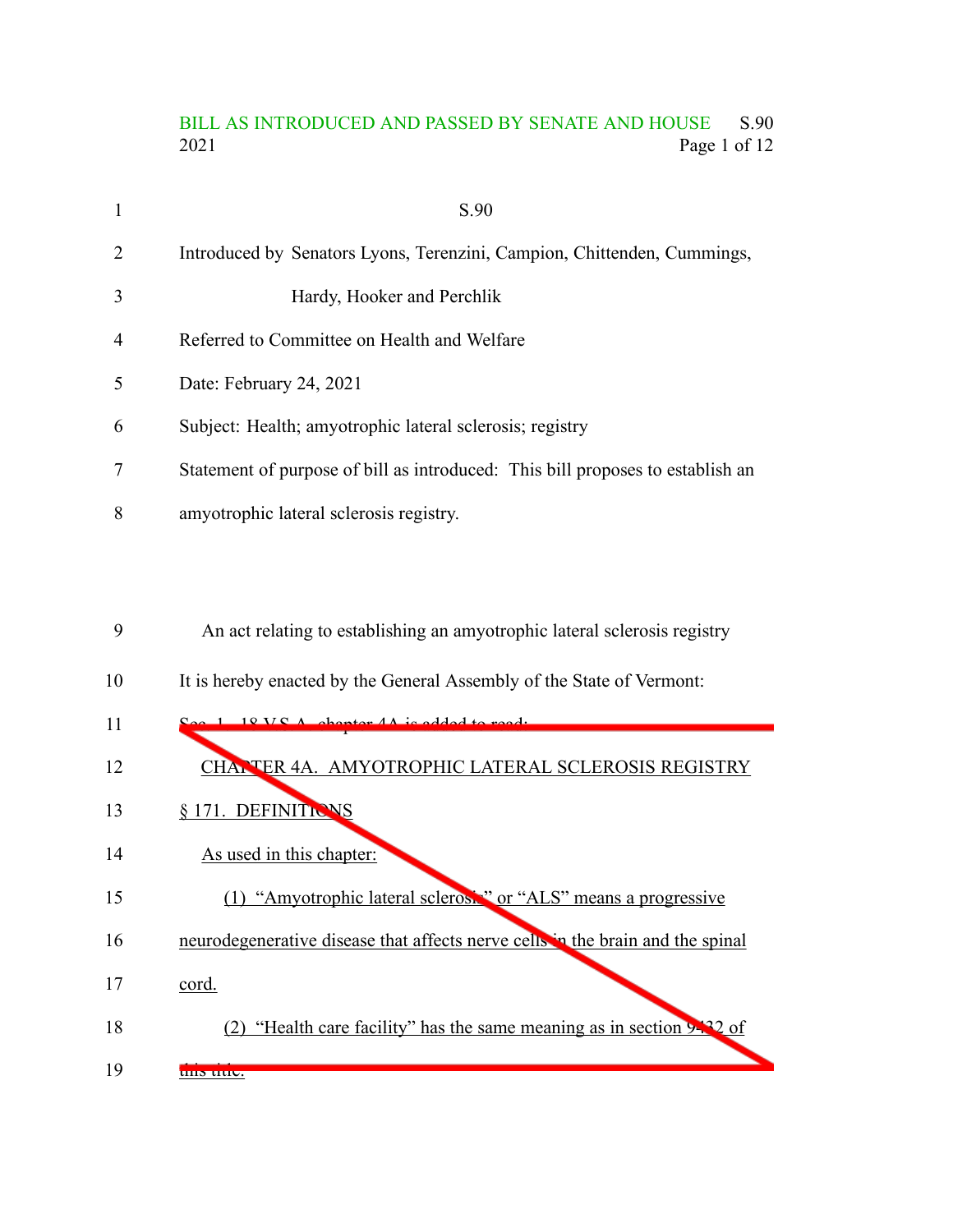S.90

Introduced by Senators Lyons, Terenzini, Campion, Chittenden, Cummings, Hardy, Hooker and Perchlik

Referred to Committee on Health and Welfare

Date: February 24, 2021

Subject: Health; amyotrophic lateral sclerosis; registry

Statement of purpose of bill as introduced: This bill proposes to establish an amyotrophic lateral sclerosis registry.

An act relating to establishing an amyotrophic lateral sclerosis registry

It is hereby enacted by the General Assembly of the State of Vermont:

Sec. 1. 18 V.S.A. chapter 4A is added to read:

CHAPTER 4A. AMYOTROPHIC LATERAL SCLEROSIS REGISTRY

§ 171. DEFINITIONS

As used in this chapter:

(1) "Amyotrophic lateral sclerosis" or "ALS" means a progressive neurodegenerative disease that affects nerve cells in the brain and the spinal cord.

(2) "Health care facility" has the same meaning as in section 9432 of this title.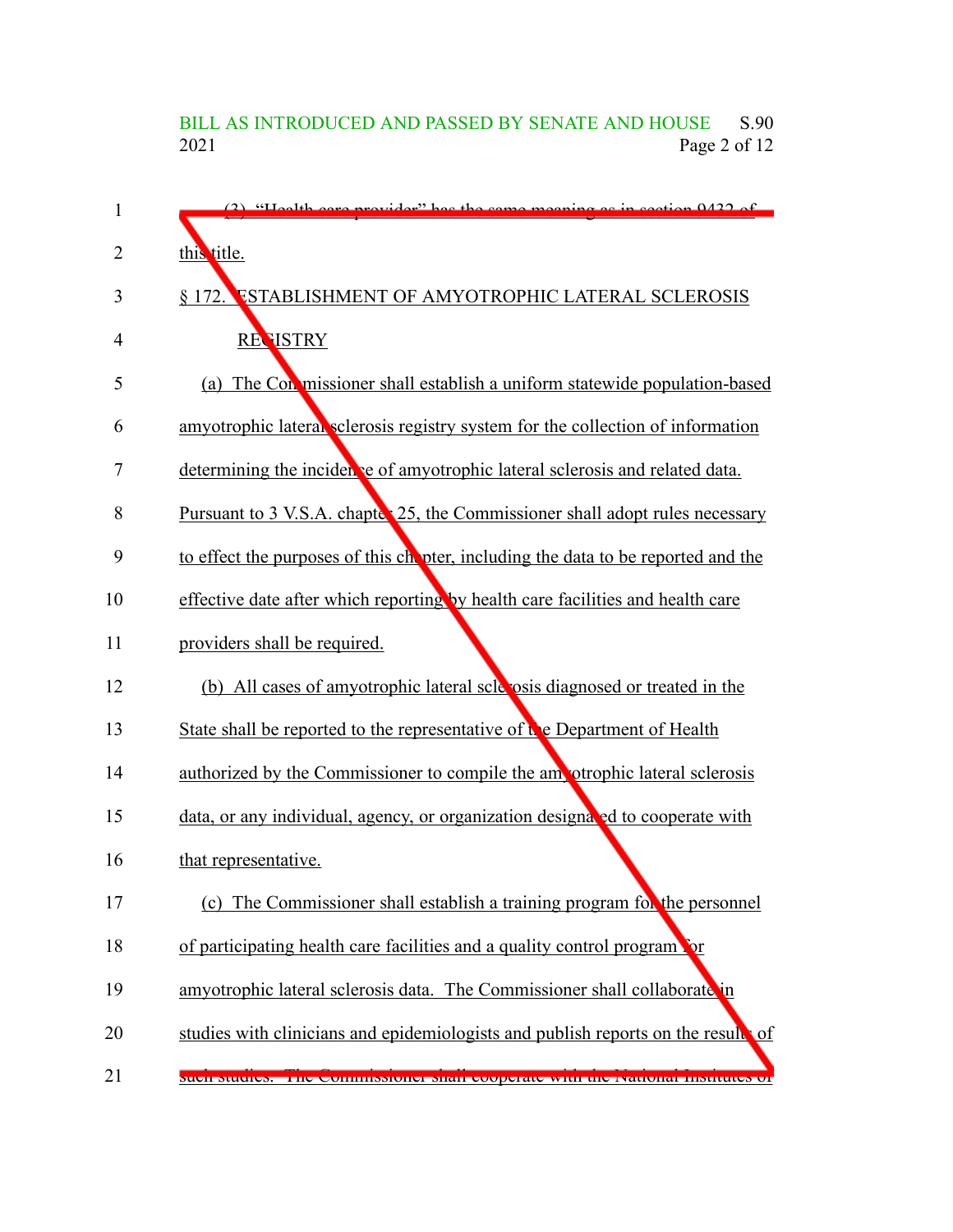(3) "Health care provider" has the same meaning as in section 9432 of this title.

§ 172. ESTABLISHMENT OF AMYOTROPHIC LATERAL SCLEROSIS REGISTRY

(a) The Commissioner shall establish a uniform statewide population-based amyotrophic lateral sclerosis registry system for the collection of information determining the incidence of amyotrophic lateral sclerosis and related data. Pursuant to 3 V.S.A. chapter 25, the Commissioner shall adopt rules necessary to effect the purposes of this chapter, including the data to be reported and the effective date after which reporting by health care facilities and health care providers shall be required.

(b) All cases of amyotrophic lateral sclerosis diagnosed or treated in the State shall be reported to the representative of the Department of Health authorized by the Commissioner to compile the amyotrophic lateral sclerosis data, or any individual, agency, or organization designated to cooperate with that representative.

(c) The Commissioner shall establish a training program for the personnel of participating health care facilities and a quality control program for amyotrophic lateral sclerosis data. The Commissioner shall collaborate in studies with clinicians and epidemiologists and publish reports on the results of such studies. The Commissioner shall cooperate with the National Institutes of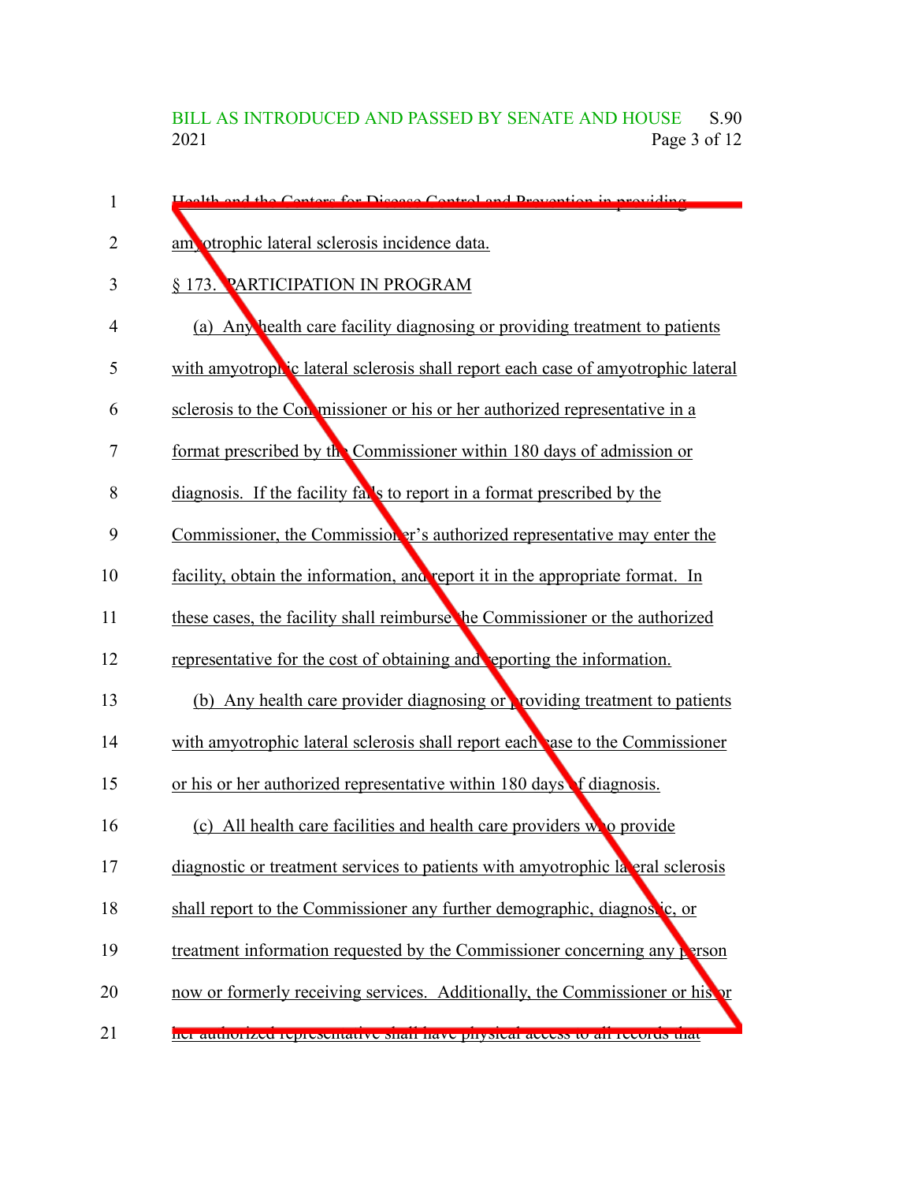Health and the Centers for Disease Control and Prevention in providing amyotrophic lateral sclerosis incidence data.

§ 173. PARTICIPATION IN PROGRAM

(a) Any health care facility diagnosing or providing treatment to patients with amyotrophic lateral sclerosis shall report each case of amyotrophic lateral sclerosis to the Commissioner or his or her authorized representative in a format prescribed by the Commissioner within 180 days of admission or diagnosis. If the facility fails to report in a format prescribed by the Commissioner, the Commissioner's authorized representative may enter the facility, obtain the information, and report it in the appropriate format. In these cases, the facility shall reimburse the Commissioner or the authorized representative for the cost of obtaining and reporting the information.

(b) Any health care provider diagnosing or providing treatment to patients with amyotrophic lateral sclerosis shall report each case to the Commissioner or his or her authorized representative within 180 days of diagnosis.

(c) All health care facilities and health care providers who provide diagnostic or treatment services to patients with amyotrophic lateral sclerosis shall report to the Commissioner any further demographic, diagnostic, or treatment information requested by the Commissioner concerning any person now or formerly receiving services. Additionally, the Commissioner or his or her authorized representative shall have physical access to all records that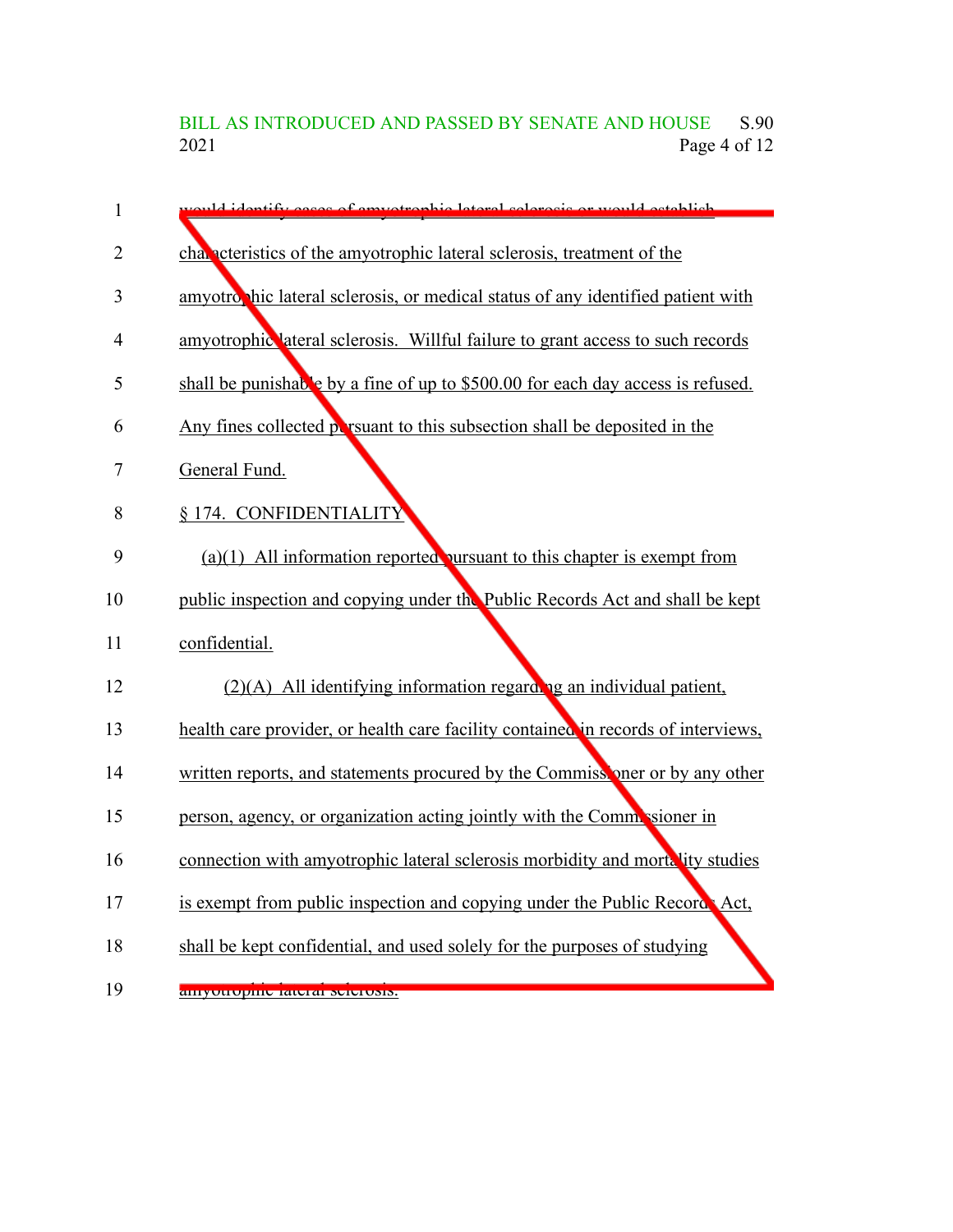would identify cases of amyotrophic lateral sclerosis or would establish characteristics of the amyotrophic lateral sclerosis, treatment of the amyotrophic lateral sclerosis, or medical status of any identified patient with amyotrophic lateral sclerosis. Willful failure to grant access to such records shall be punishable by a fine of up to $500.00 for each day access is refused. Any fines collected pursuant to this subsection shall be deposited in the General Fund.

§ 174. CONFIDENTIALITY

(a)(1) All information reported pursuant to this chapter is exempt from public inspection and copying under the Public Records Act and shall be kept confidential.

(2)(A) All identifying information regarding an individual patient, health care provider, or health care facility contained in records of interviews, written reports, and statements procured by the Commissioner or by any other person, agency, or organization acting jointly with the Commissioner in connection with amyotrophic lateral sclerosis morbidity and mortality studies is exempt from public inspection and copying under the Public Records Act, shall be kept confidential, and used solely for the purposes of studying amyotrophic lateral sclerosis.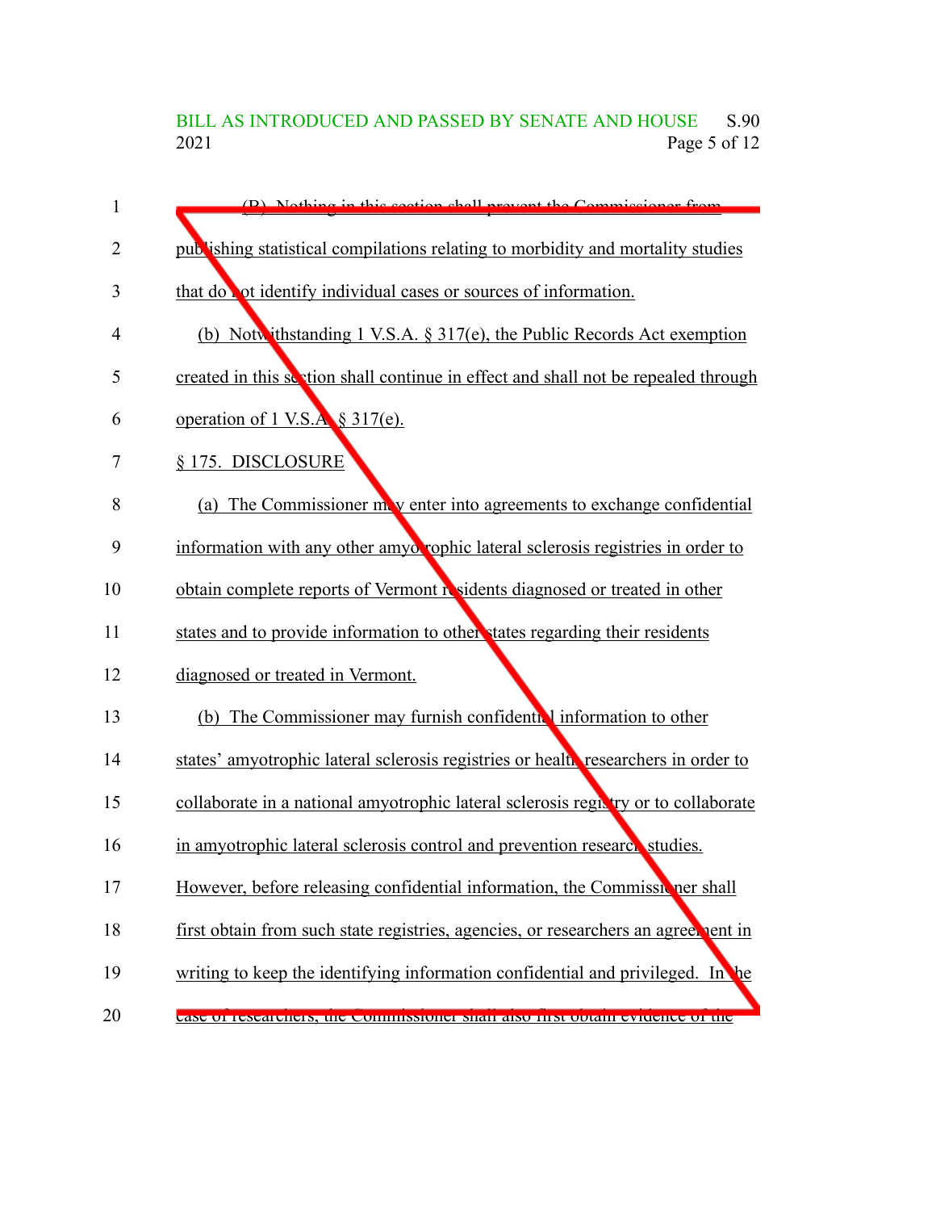(B) Nothing in this section shall prevent the Commissioner from publishing statistical compilations relating to morbidity and mortality studies that do not identify individual cases or sources of information.

(b) Notwithstanding 1 V.S.A. § 317(e), the Public Records Act exemption created in this section shall continue in effect and shall not be repealed through operation of 1 V.S.A. § 317(e).

§ 175. DISCLOSURE

(a) The Commissioner may enter into agreements to exchange confidential information with any other amyotrophic lateral sclerosis registries in order to obtain complete reports of Vermont residents diagnosed or treated in other states and to provide information to other states regarding their residents diagnosed or treated in Vermont.

(b) The Commissioner may furnish confidential information to other states' amyotrophic lateral sclerosis registries or health researchers in order to collaborate in a national amyotrophic lateral sclerosis registry or to collaborate in amyotrophic lateral sclerosis control and prevention research studies. However, before releasing confidential information, the Commissioner shall first obtain from such state registries, agencies, or researchers an agreement in writing to keep the identifying information confidential and privileged. In the case of researchers, the Commissioner shall also first obtain evidence of the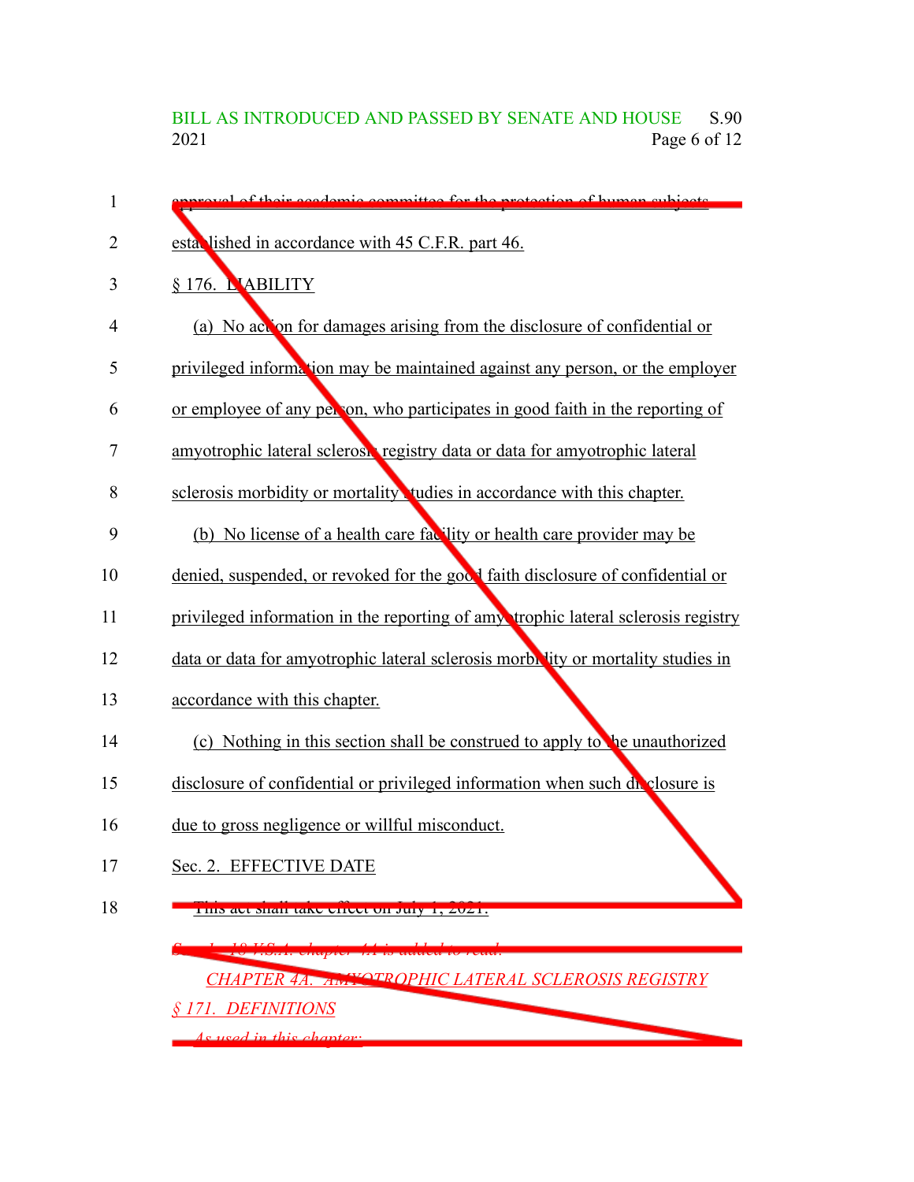approval of their academic committee for the protection of human subjects established in accordance with 45 C.F.R. part 46.

§ 176. LIABILITY

(a) No action for damages arising from the disclosure of confidential or privileged information may be maintained against any person, or the employer or employee of any person, who participates in good faith in the reporting of amyotrophic lateral sclerosis registry data or data for amyotrophic lateral sclerosis morbidity or mortality studies in accordance with this chapter.

(b) No license of a health care facility or health care provider may be denied, suspended, or revoked for the good faith disclosure of confidential or privileged information in the reporting of amyotrophic lateral sclerosis registry data or data for amyotrophic lateral sclerosis morbidity or mortality studies in accordance with this chapter.

(c) Nothing in this section shall be construed to apply to the unauthorized disclosure of confidential or privileged information when such disclosure is due to gross negligence or willful misconduct.

Sec. 2. EFFECTIVE DATE

This act shall take effect on July 1, 2021.

*Sec. 1. 18 V.S.A. chapter 4A is added to read:*

*CHAPTER 4A. AMYOTROPHIC LATERAL SCLEROSIS REGISTRY*

*§ 171. DEFINITIONS*

*As used in this chapter:*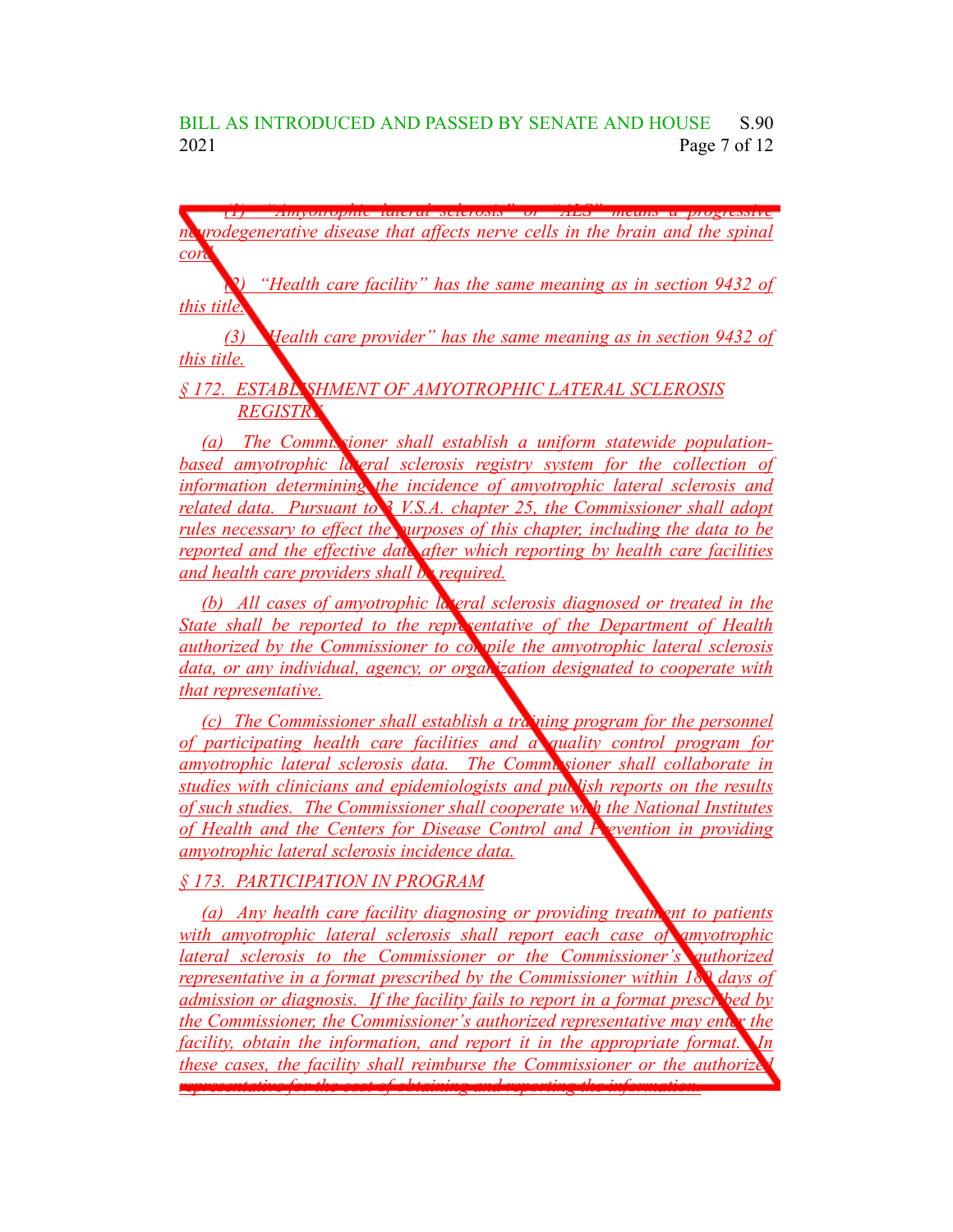(1) "Amyotrophic lateral sclerosis" or "ALS" means a progressive neurodegenerative disease that affects nerve cells in the brain and the spinal cord.

(2) "Health care facility" has the same meaning as in section 9432 of this title.

(3) "Health care provider" has the same meaning as in section 9432 of this title.

§ 172. ESTABLISHMENT OF AMYOTROPHIC LATERAL SCLEROSIS REGISTRY

(a) The Commissioner shall establish a uniform statewide population-based amyotrophic lateral sclerosis registry system for the collection of information determining the incidence of amyotrophic lateral sclerosis and related data. Pursuant to 3 V.S.A. chapter 25, the Commissioner shall adopt rules necessary to effect the purposes of this chapter, including the data to be reported and the effective date after which reporting by health care facilities and health care providers shall be required.

(b) All cases of amyotrophic lateral sclerosis diagnosed or treated in the State shall be reported to the representative of the Department of Health authorized by the Commissioner to compile the amyotrophic lateral sclerosis data, or any individual, agency, or organization designated to cooperate with that representative.

(c) The Commissioner shall establish a training program for the personnel of participating health care facilities and a quality control program for amyotrophic lateral sclerosis data. The Commissioner shall collaborate in studies with clinicians and epidemiologists and publish reports on the results of such studies. The Commissioner shall cooperate with the National Institutes of Health and the Centers for Disease Control and Prevention in providing amyotrophic lateral sclerosis incidence data.

§ 173. PARTICIPATION IN PROGRAM

(a) Any health care facility diagnosing or providing treatment to patients with amyotrophic lateral sclerosis shall report each case of amyotrophic lateral sclerosis to the Commissioner or the Commissioner's authorized representative in a format prescribed by the Commissioner within 180 days of admission or diagnosis. If the facility fails to report in a format prescribed by the Commissioner, the Commissioner's authorized representative may enter the facility, obtain the information, and report it in the appropriate format. In these cases, the facility shall reimburse the Commissioner or the authorized representative for the cost of obtaining and reporting the information.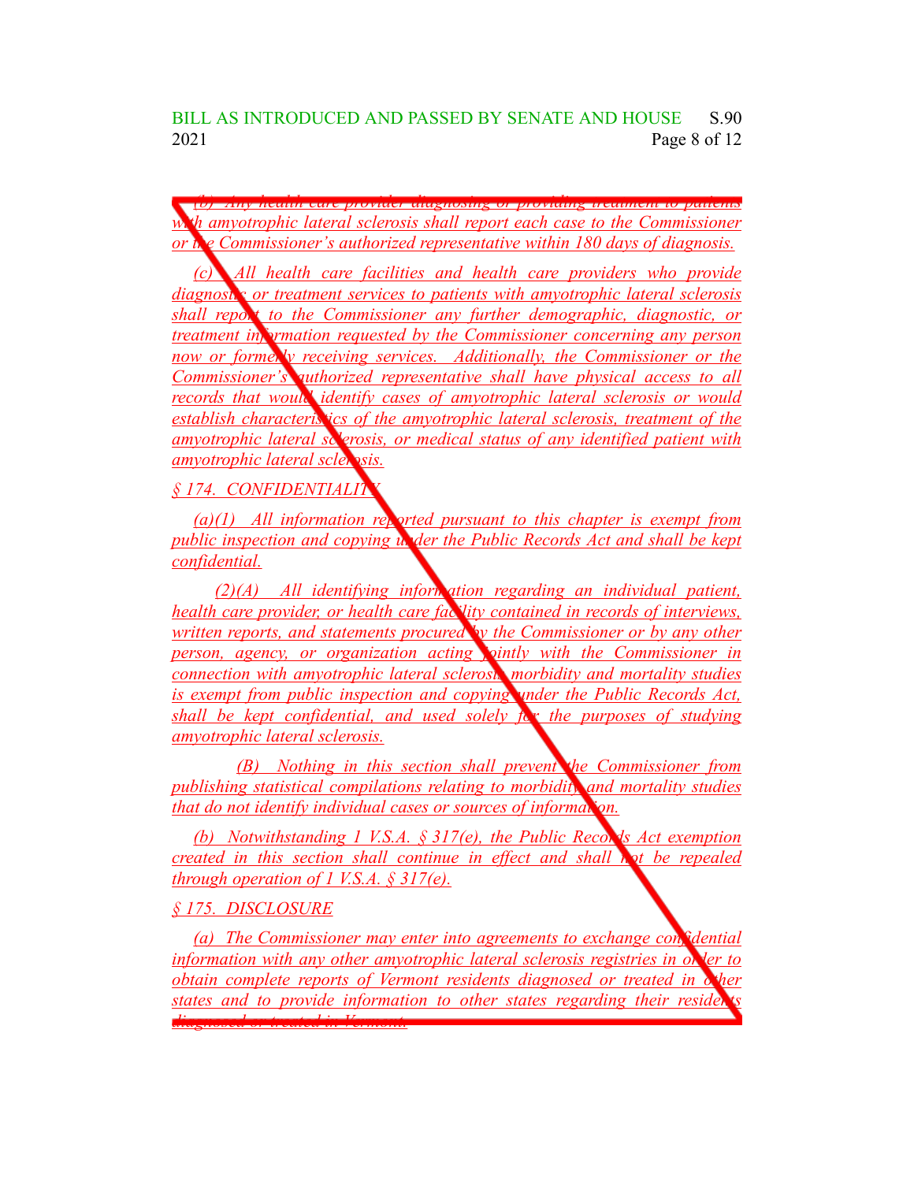(b) Any health care provider diagnosing or providing treatment to patients with amyotrophic lateral sclerosis shall report each case to the Commissioner or the Commissioner's authorized representative within 180 days of diagnosis.

(c) All health care facilities and health care providers who provide diagnostic or treatment services to patients with amyotrophic lateral sclerosis shall report to the Commissioner any further demographic, diagnostic, or treatment information requested by the Commissioner concerning any person now or formerly receiving services. Additionally, the Commissioner or the Commissioner's authorized representative shall have physical access to all records that would identify cases of amyotrophic lateral sclerosis or would establish characteristics of the amyotrophic lateral sclerosis, treatment of the amyotrophic lateral sclerosis, or medical status of any identified patient with amyotrophic lateral sclerosis.

§ 174. CONFIDENTIALITY

(a)(1) All information reported pursuant to this chapter is exempt from public inspection and copying under the Public Records Act and shall be kept confidential.

(2)(A) All identifying information regarding an individual patient, health care provider, or health care facility contained in records of interviews, written reports, and statements procured by the Commissioner or by any other person, agency, or organization acting jointly with the Commissioner in connection with amyotrophic lateral sclerosis morbidity and mortality studies is exempt from public inspection and copying under the Public Records Act, shall be kept confidential, and used solely for the purposes of studying amyotrophic lateral sclerosis.

(B) Nothing in this section shall prevent the Commissioner from publishing statistical compilations relating to morbidity and mortality studies that do not identify individual cases or sources of information.

(b) Notwithstanding 1 V.S.A. § 317(e), the Public Records Act exemption created in this section shall continue in effect and shall not be repealed through operation of 1 V.S.A. § 317(e).

§ 175. DISCLOSURE

(a) The Commissioner may enter into agreements to exchange confidential information with any other amyotrophic lateral sclerosis registries in order to obtain complete reports of Vermont residents diagnosed or treated in other states and to provide information to other states regarding their residents diagnosed or treated in Vermont.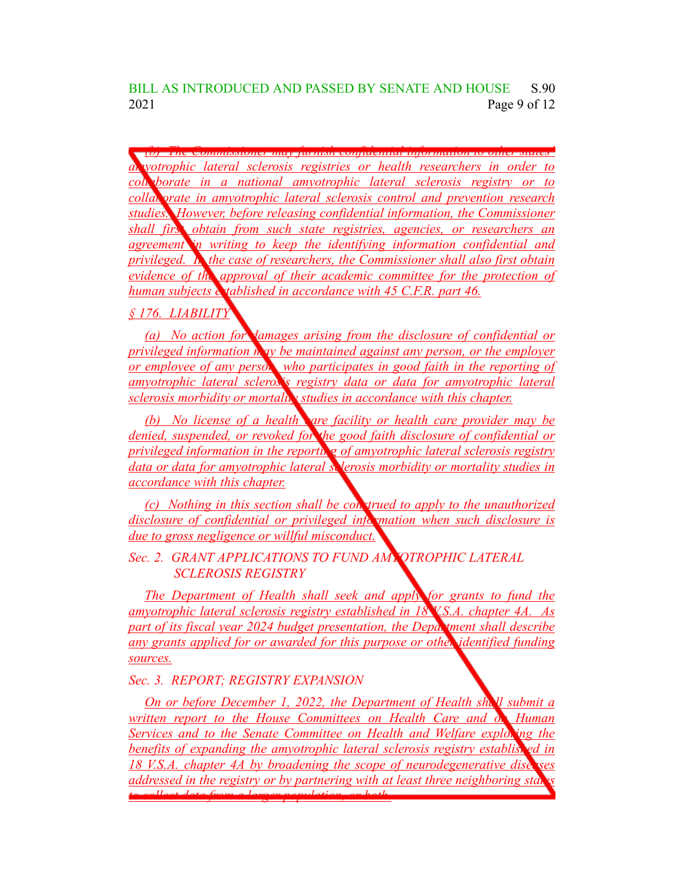(b) The Commissioner may furnish confidential information to other states' amyotrophic lateral sclerosis registries or health researchers in order to collaborate in a national amyotrophic lateral sclerosis registry or to collaborate in amyotrophic lateral sclerosis control and prevention research studies. However, before releasing confidential information, the Commissioner shall first obtain from such state registries, agencies, or researchers an agreement in writing to keep the identifying information confidential and privileged. In the case of researchers, the Commissioner shall also first obtain evidence of the approval of their academic committee for the protection of human subjects established in accordance with 45 C.F.R. part 46.

§ 176. LIABILITY

(a) No action for damages arising from the disclosure of confidential or privileged information may be maintained against any person, or the employer or employee of any person, who participates in good faith in the reporting of amyotrophic lateral sclerosis registry data or data for amyotrophic lateral sclerosis morbidity or mortality studies in accordance with this chapter.

(b) No license of a health care facility or health care provider may be denied, suspended, or revoked for the good faith disclosure of confidential or privileged information in the reporting of amyotrophic lateral sclerosis registry data or data for amyotrophic lateral sclerosis morbidity or mortality studies in accordance with this chapter.

(c) Nothing in this section shall be construed to apply to the unauthorized disclosure of confidential or privileged information when such disclosure is due to gross negligence or willful misconduct.

Sec. 2. GRANT APPLICATIONS TO FUND AMYOTROPHIC LATERAL SCLEROSIS REGISTRY

The Department of Health shall seek and apply for grants to fund the amyotrophic lateral sclerosis registry established in 18 V.S.A. chapter 4A. As part of its fiscal year 2024 budget presentation, the Department shall describe any grants applied for or awarded for this purpose or other identified funding sources.

Sec. 3. REPORT; REGISTRY EXPANSION

On or before December 1, 2022, the Department of Health shall submit a written report to the House Committees on Health Care and on Human Services and to the Senate Committee on Health and Welfare exploring the benefits of expanding the amyotrophic lateral sclerosis registry established in 18 V.S.A. chapter 4A by broadening the scope of neurodegenerative diseases addressed in the registry or by partnering with at least three neighboring states to collect data from a larger population, or both.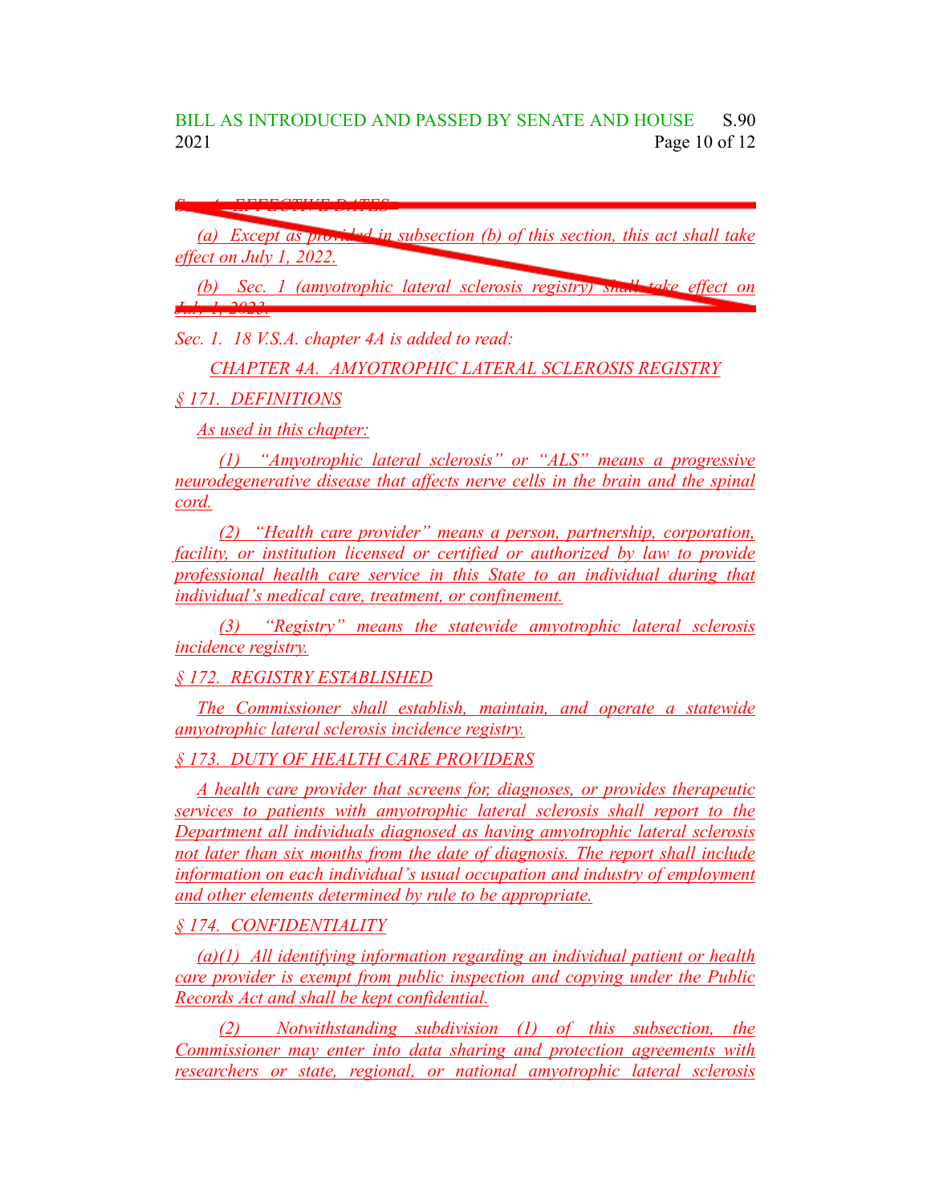~~Sec. 4. EFFECTIVE DATES~~

~~(a) Except as provided in subsection (b) of this section, this act shall take effect on July 1, 2022.~~

~~(b) Sec. 1 (amyotrophic lateral sclerosis registry) shall take effect on July 1, 2023.~~

*Sec. 1. 18 V.S.A. chapter 4A is added to read:*

*CHAPTER 4A. AMYOTROPHIC LATERAL SCLEROSIS REGISTRY*

*§ 171. DEFINITIONS*

*As used in this chapter:*

*(1) "Amyotrophic lateral sclerosis" or "ALS" means a progressive neurodegenerative disease that affects nerve cells in the brain and the spinal cord.*

*(2) "Health care provider" means a person, partnership, corporation, facility, or institution licensed or certified or authorized by law to provide professional health care service in this State to an individual during that individual's medical care, treatment, or confinement.*

*(3) "Registry" means the statewide amyotrophic lateral sclerosis incidence registry.*

*§ 172. REGISTRY ESTABLISHED*

*The Commissioner shall establish, maintain, and operate a statewide amyotrophic lateral sclerosis incidence registry.*

*§ 173. DUTY OF HEALTH CARE PROVIDERS*

*A health care provider that screens for, diagnoses, or provides therapeutic services to patients with amyotrophic lateral sclerosis shall report to the Department all individuals diagnosed as having amyotrophic lateral sclerosis not later than six months from the date of diagnosis. The report shall include information on each individual's usual occupation and industry of employment and other elements determined by rule to be appropriate.*

*§ 174. CONFIDENTIALITY*

*(a)(1) All identifying information regarding an individual patient or health care provider is exempt from public inspection and copying under the Public Records Act and shall be kept confidential.*

*(2) Notwithstanding subdivision (1) of this subsection, the Commissioner may enter into data sharing and protection agreements with researchers or state, regional, or national amyotrophic lateral sclerosis*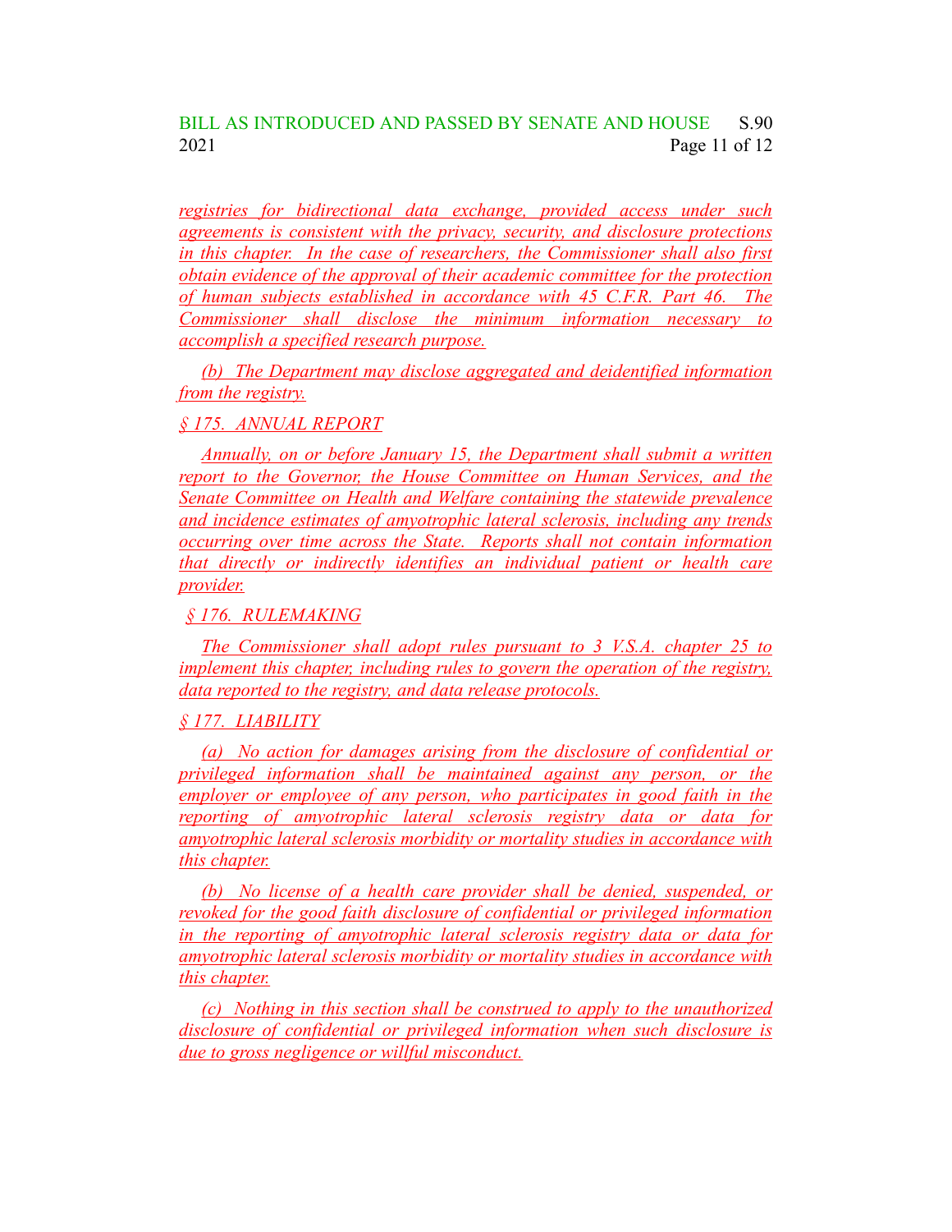registries for bidirectional data exchange, provided access under such agreements is consistent with the privacy, security, and disclosure protections in this chapter. In the case of researchers, the Commissioner shall also first obtain evidence of the approval of their academic committee for the protection of human subjects established in accordance with 45 C.F.R. Part 46. The Commissioner shall disclose the minimum information necessary to accomplish a specified research purpose.

(b) The Department may disclose aggregated and deidentified information from the registry.

§ 175. ANNUAL REPORT

Annually, on or before January 15, the Department shall submit a written report to the Governor, the House Committee on Human Services, and the Senate Committee on Health and Welfare containing the statewide prevalence and incidence estimates of amyotrophic lateral sclerosis, including any trends occurring over time across the State. Reports shall not contain information that directly or indirectly identifies an individual patient or health care provider.

§ 176. RULEMAKING

The Commissioner shall adopt rules pursuant to 3 V.S.A. chapter 25 to implement this chapter, including rules to govern the operation of the registry, data reported to the registry, and data release protocols.

§ 177. LIABILITY

(a) No action for damages arising from the disclosure of confidential or privileged information shall be maintained against any person, or the employer or employee of any person, who participates in good faith in the reporting of amyotrophic lateral sclerosis registry data or data for amyotrophic lateral sclerosis morbidity or mortality studies in accordance with this chapter.

(b) No license of a health care provider shall be denied, suspended, or revoked for the good faith disclosure of confidential or privileged information in the reporting of amyotrophic lateral sclerosis registry data or data for amyotrophic lateral sclerosis morbidity or mortality studies in accordance with this chapter.

(c) Nothing in this section shall be construed to apply to the unauthorized disclosure of confidential or privileged information when such disclosure is due to gross negligence or willful misconduct.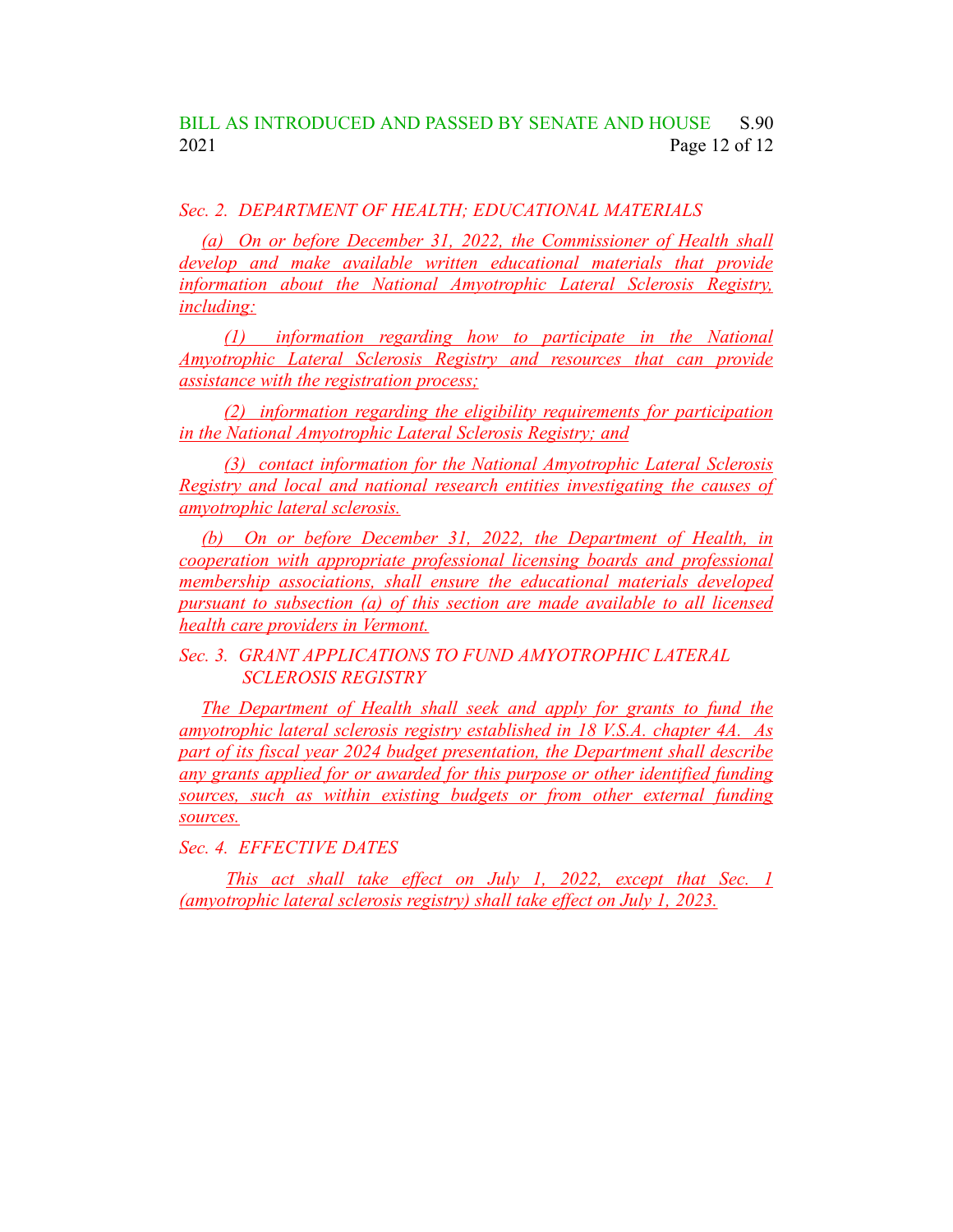*Sec. 2. DEPARTMENT OF HEALTH; EDUCATIONAL MATERIALS*

*(a) On or before December 31, 2022, the Commissioner of Health shall develop and make available written educational materials that provide information about the National Amyotrophic Lateral Sclerosis Registry, including:*

*(1) information regarding how to participate in the National Amyotrophic Lateral Sclerosis Registry and resources that can provide assistance with the registration process;*

*(2) information regarding the eligibility requirements for participation in the National Amyotrophic Lateral Sclerosis Registry; and*

*(3) contact information for the National Amyotrophic Lateral Sclerosis Registry and local and national research entities investigating the causes of amyotrophic lateral sclerosis.*

*(b) On or before December 31, 2022, the Department of Health, in cooperation with appropriate professional licensing boards and professional membership associations, shall ensure the educational materials developed pursuant to subsection (a) of this section are made available to all licensed health care providers in Vermont.*

*Sec. 3. GRANT APPLICATIONS TO FUND AMYOTROPHIC LATERAL SCLEROSIS REGISTRY*

*The Department of Health shall seek and apply for grants to fund the amyotrophic lateral sclerosis registry established in 18 V.S.A. chapter 4A. As part of its fiscal year 2024 budget presentation, the Department shall describe any grants applied for or awarded for this purpose or other identified funding sources, such as within existing budgets or from other external funding sources.*

*Sec. 4. EFFECTIVE DATES*

*This act shall take effect on July 1, 2022, except that Sec. 1 (amyotrophic lateral sclerosis registry) shall take effect on July 1, 2023.*